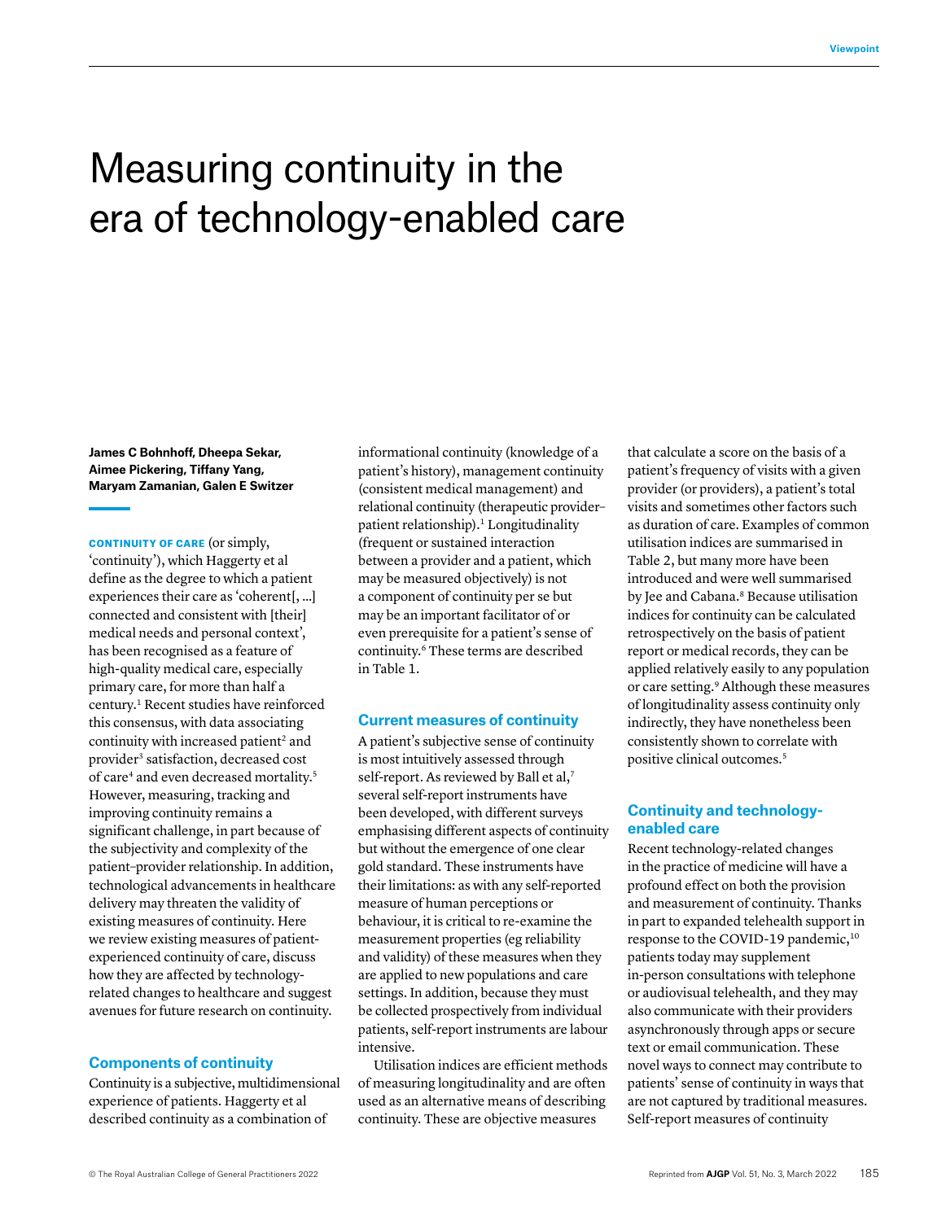# Measuring continuity in the era of technology-enabled care

**James C Bohnhoff, Dheepa Sekar, Aimee Pickering, Tiffany Yang, Maryam Zamanian, Galen E Switzer**

**CONTINUITY OF CARE** (or simply, 'continuity'), which Haggerty et al define as the degree to which a patient experiences their care as 'coherent[, ...] connected and consistent with [their] medical needs and personal context', has been recognised as a feature of high-quality medical care, especially primary care, for more than half a century.[1] Recent studies have reinforced this consensus, with data associating continuity with increased patient[2] and provider[3] satisfaction, decreased cost of care[4] and even decreased mortality.[5] However, measuring, tracking and improving continuity remains a significant challenge, in part because of the subjectivity and complexity of the patient–provider relationship. In addition, technological advancements in healthcare delivery may threaten the validity of existing measures of continuity. Here we review existing measures of patient-experienced continuity of care, discuss how they are affected by technology-related changes to healthcare and suggest avenues for future research on continuity.

## Components of continuity

Continuity is a subjective, multidimensional experience of patients. Haggerty et al described continuity as a combination of informational continuity (knowledge of a patient's history), management continuity (consistent medical management) and relational continuity (therapeutic provider–patient relationship).[1] Longitudinality (frequent or sustained interaction between a provider and a patient, which may be measured objectively) is not a component of continuity per se but may be an important facilitator of or even prerequisite for a patient's sense of continuity.[6] These terms are described in Table 1.

## Current measures of continuity

A patient's subjective sense of continuity is most intuitively assessed through self-report. As reviewed by Ball et al,[7] several self-report instruments have been developed, with different surveys emphasising different aspects of continuity but without the emergence of one clear gold standard. These instruments have their limitations: as with any self-reported measure of human perceptions or behaviour, it is critical to re-examine the measurement properties (eg reliability and validity) of these measures when they are applied to new populations and care settings. In addition, because they must be collected prospectively from individual patients, self-report instruments are labour intensive.

Utilisation indices are efficient methods of measuring longitudinality and are often used as an alternative means of describing continuity. These are objective measures that calculate a score on the basis of a patient's frequency of visits with a given provider (or providers), a patient's total visits and sometimes other factors such as duration of care. Examples of common utilisation indices are summarised in Table 2, but many more have been introduced and were well summarised by Jee and Cabana.[8] Because utilisation indices for continuity can be calculated retrospectively on the basis of patient report or medical records, they can be applied relatively easily to any population or care setting.[9] Although these measures of longitudinality assess continuity only indirectly, they have nonetheless been consistently shown to correlate with positive clinical outcomes.[5]

## Continuity and technology-enabled care

Recent technology-related changes in the practice of medicine will have a profound effect on both the provision and measurement of continuity. Thanks in part to expanded telehealth support in response to the COVID-19 pandemic,[10] patients today may supplement in-person consultations with telephone or audiovisual telehealth, and they may also communicate with their providers asynchronously through apps or secure text or email communication. These novel ways to connect may contribute to patients' sense of continuity in ways that are not captured by traditional measures. Self-report measures of continuity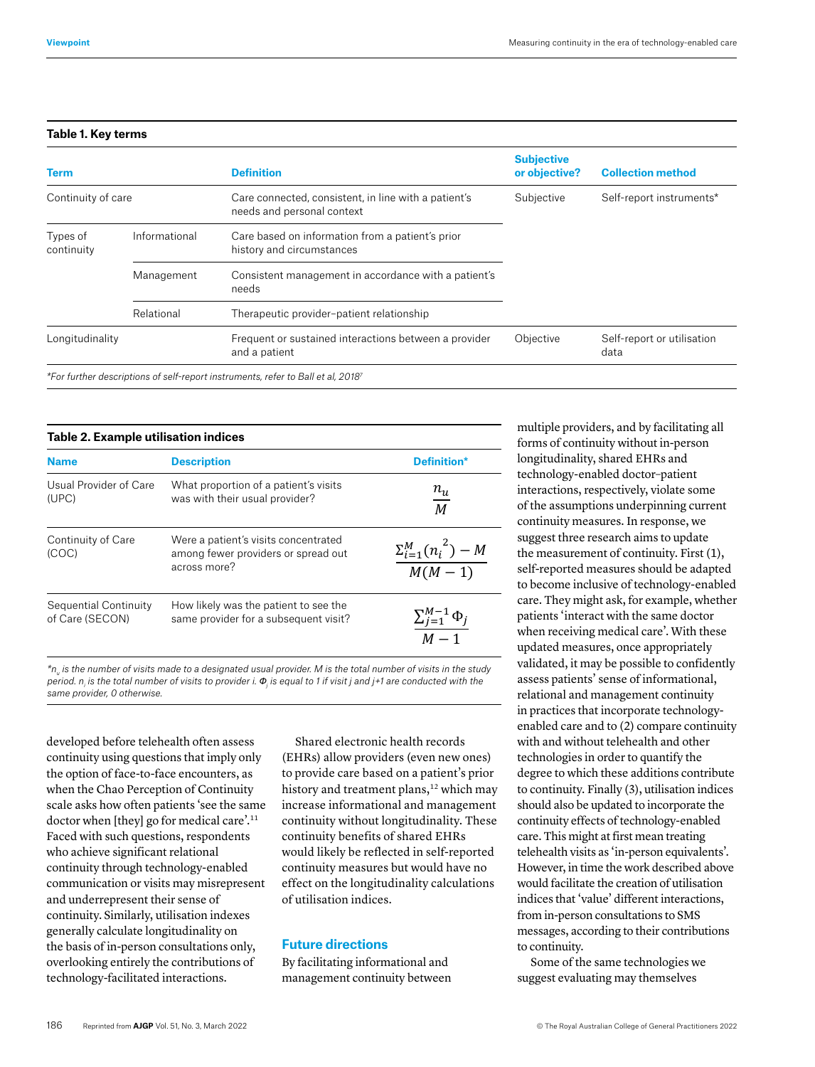**Table 1. Key terms**

| Term | | Definition | Subjective or objective? | Collection method |
|---|---|---|---|---|
| Continuity of care | | Care connected, consistent, in line with a patient's needs and personal context | Subjective | Self-report instruments* |
| Types of continuity | Informational | Care based on information from a patient's prior history and circumstances | | |
| | Management | Consistent management in accordance with a patient's needs | | |
| | Relational | Therapeutic provider–patient relationship | | |
| Longitudinality | | Frequent or sustained interactions between a provider and a patient | Objective | Self-report or utilisation data |

*For further descriptions of self-report instruments, refer to Ball et al, 2018[7]*

**Table 2. Example utilisation indices**

| Name | Description | Definition* |
|---|---|---|
| Usual Provider of Care (UPC) | What proportion of a patient's visits was with their usual provider? | $\frac{n_u}{M}$ |
| Continuity of Care (COC) | Were a patient's visits concentrated among fewer providers or spread out across more? | $\frac{\Sigma_{i=1}^{M}(n_i^{\,2}) - M}{M(M-1)}$ |
| Sequential Continuity of Care (SECON) | How likely was the patient to see the same provider for a subsequent visit? | $\frac{\sum_{j=1}^{M-1}\Phi_j}{M-1}$ |

*$n_u$ is the number of visits made to a designated usual provider. M is the total number of visits in the study period. $n_i$ is the total number of visits to provider i. $\Phi_j$ is equal to 1 if visit j and j+1 are conducted with the same provider, 0 otherwise.*

developed before telehealth often assess continuity using questions that imply only the option of face-to-face encounters, as when the Chao Perception of Continuity scale asks how often patients 'see the same doctor when [they] go for medical care'.[11] Faced with such questions, respondents who achieve significant relational continuity through technology-enabled communication or visits may misrepresent and underrepresent their sense of continuity. Similarly, utilisation indexes generally calculate longitudinality on the basis of in-person consultations only, overlooking entirely the contributions of technology-facilitated interactions.

Shared electronic health records (EHRs) allow providers (even new ones) to provide care based on a patient's prior history and treatment plans,[12] which may increase informational and management continuity without longitudinality. These continuity benefits of shared EHRs would likely be reflected in self-reported continuity measures but would have no effect on the longitudinality calculations of utilisation indices.

## Future directions

By facilitating informational and management continuity between multiple providers, and by facilitating all forms of continuity without in-person longitudinality, shared EHRs and technology-enabled doctor–patient interactions, respectively, violate some of the assumptions underpinning current continuity measures. In response, we suggest three research aims to update the measurement of continuity. First (1), self-reported measures should be adapted to become inclusive of technology-enabled care. They might ask, for example, whether patients 'interact with the same doctor when receiving medical care'. With these updated measures, once appropriately validated, it may be possible to confidently assess patients' sense of informational, relational and management continuity in practices that incorporate technology-enabled care and to (2) compare continuity with and without telehealth and other technologies in order to quantify the degree to which these additions contribute to continuity. Finally (3), utilisation indices should also be updated to incorporate the continuity effects of technology-enabled care. This might at first mean treating telehealth visits as 'in-person equivalents'. However, in time the work described above would facilitate the creation of utilisation indices that 'value' different interactions, from in-person consultations to SMS messages, according to their contributions to continuity.

Some of the same technologies we suggest evaluating may themselves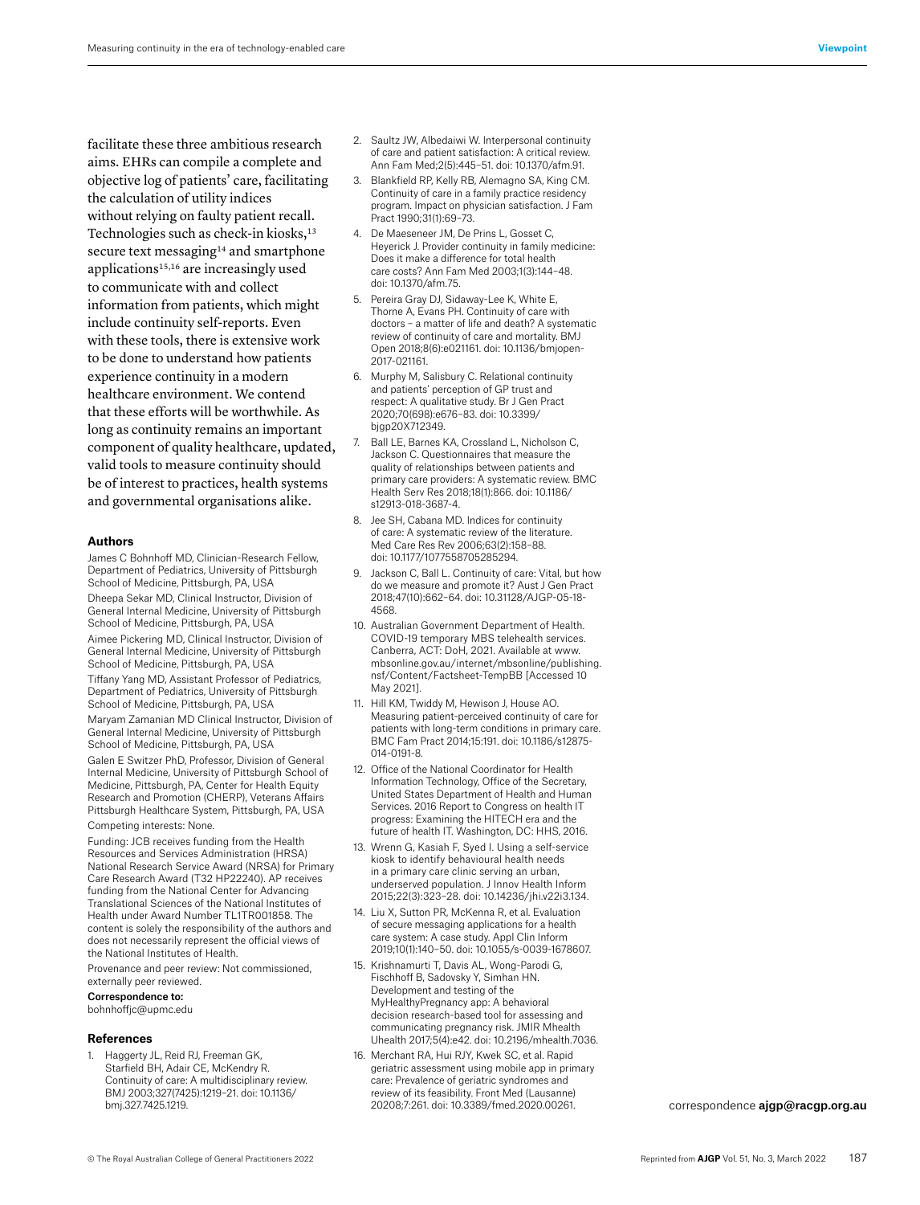facilitate these three ambitious research aims. EHRs can compile a complete and objective log of patients' care, facilitating the calculation of utility indices without relying on faulty patient recall. Technologies such as check-in kiosks,[13] secure text messaging[14] and smartphone applications[15,16] are increasingly used to communicate with and collect information from patients, which might include continuity self-reports. Even with these tools, there is extensive work to be done to understand how patients experience continuity in a modern healthcare environment. We contend that these efforts will be worthwhile. As long as continuity remains an important component of quality healthcare, updated, valid tools to measure continuity should be of interest to practices, health systems and governmental organisations alike.

#### Authors

James C Bohnhoff MD, Clinician-Research Fellow, Department of Pediatrics, University of Pittsburgh School of Medicine, Pittsburgh, PA, USA

Dheepa Sekar MD, Clinical Instructor, Division of General Internal Medicine, University of Pittsburgh School of Medicine, Pittsburgh, PA, USA

Aimee Pickering MD, Clinical Instructor, Division of General Internal Medicine, University of Pittsburgh School of Medicine, Pittsburgh, PA, USA

Tiffany Yang MD, Assistant Professor of Pediatrics, Department of Pediatrics, University of Pittsburgh School of Medicine, Pittsburgh, PA, USA

Maryam Zamanian MD Clinical Instructor, Division of General Internal Medicine, University of Pittsburgh School of Medicine, Pittsburgh, PA, USA

Galen E Switzer PhD, Professor, Division of General Internal Medicine, University of Pittsburgh School of Medicine, Pittsburgh, PA, Center for Health Equity Research and Promotion (CHERP), Veterans Affairs Pittsburgh Healthcare System, Pittsburgh, PA, USA

Competing interests: None.

Funding: JCB receives funding from the Health Resources and Services Administration (HRSA) National Research Service Award (NRSA) for Primary Care Research Award (T32 HP22240). AP receives funding from the National Center for Advancing Translational Sciences of the National Institutes of Health under Award Number TL1TR001858. The content is solely the responsibility of the authors and does not necessarily represent the official views of the National Institutes of Health.

Provenance and peer review: Not commissioned, externally peer reviewed.

**Correspondence to:**
bohnhoffjc@upmc.edu

#### References

1. Haggerty JL, Reid RJ, Freeman GK, Starfield BH, Adair CE, McKendry R. Continuity of care: A multidisciplinary review. BMJ 2003;327(7425):1219–21. doi: 10.1136/bmj.327.7425.1219.
2. Saultz JW, Albedaiwi W. Interpersonal continuity of care and patient satisfaction: A critical review. Ann Fam Med;2(5):445–51. doi: 10.1370/afm.91.
3. Blankfield RP, Kelly RB, Alemagno SA, King CM. Continuity of care in a family practice residency program. Impact on physician satisfaction. J Fam Pract 1990;31(1):69–73.
4. De Maeseneer JM, De Prins L, Gosset C, Heyerick J. Provider continuity in family medicine: Does it make a difference for total health care costs? Ann Fam Med 2003;1(3):144–48. doi: 10.1370/afm.75.
5. Pereira Gray DJ, Sidaway-Lee K, White E, Thorne A, Evans PH. Continuity of care with doctors – a matter of life and death? A systematic review of continuity of care and mortality. BMJ Open 2018;8(6):e021161. doi: 10.1136/bmjopen-2017-021161.
6. Murphy M, Salisbury C. Relational continuity and patients' perception of GP trust and respect: A qualitative study. Br J Gen Pract 2020;70(698):e676–83. doi: 10.3399/bjgp20X712349.
7. Ball LE, Barnes KA, Crossland L, Nicholson C, Jackson C. Questionnaires that measure the quality of relationships between patients and primary care providers: A systematic review. BMC Health Serv Res 2018;18(1):866. doi: 10.1186/s12913-018-3687-4.
8. Jee SH, Cabana MD. Indices for continuity of care: A systematic review of the literature. Med Care Res Rev 2006;63(2):158–88. doi: 10.1177/1077558705285294.
9. Jackson C, Ball L. Continuity of care: Vital, but how do we measure and promote it? Aust J Gen Pract 2018;47(10):662–64. doi: 10.31128/AJGP-05-18-4568.
10. Australian Government Department of Health. COVID-19 temporary MBS telehealth services. Canberra, ACT: DoH, 2021. Available at www.mbsonline.gov.au/internet/mbsonline/publishing.nsf/Content/Factsheet-TempBB [Accessed 10 May 2021].
11. Hill KM, Twiddy M, Hewison J, House AO. Measuring patient-perceived continuity of care for patients with long-term conditions in primary care. BMC Fam Pract 2014;15:191. doi: 10.1186/s12875-014-0191-8.
12. Office of the National Coordinator for Health Information Technology, Office of the Secretary, United States Department of Health and Human Services. 2016 Report to Congress on health IT progress: Examining the HITECH era and the future of health IT. Washington, DC: HHS, 2016.
13. Wrenn G, Kasiah F, Syed I. Using a self-service kiosk to identify behavioural health needs in a primary care clinic serving an urban, underserved population. J Innov Health Inform 2015;22(3):323–28. doi: 10.14236/jhi.v22i3.134.
14. Liu X, Sutton PR, McKenna R, et al. Evaluation of secure messaging applications for a health care system: A case study. Appl Clin Inform 2019;10(1):140–50. doi: 10.1055/s-0039-1678607.
15. Krishnamurti T, Davis AL, Wong-Parodi G, Fischhoff B, Sadovsky Y, Simhan HN. Development and testing of the MyHealthyPregnancy app: A behavioral decision research-based tool for assessing and communicating pregnancy risk. JMIR Mhealth Uhealth 2017;5(4):e42. doi: 10.2196/mhealth.7036.
16. Merchant RA, Hui RJY, Kwek SC, et al. Rapid geriatric assessment using mobile app in primary care: Prevalence of geriatric syndromes and review of its feasibility. Front Med (Lausanne) 20208;7:261. doi: 10.3389/fmed.2020.00261.

correspondence **ajgp@racgp.org.au**